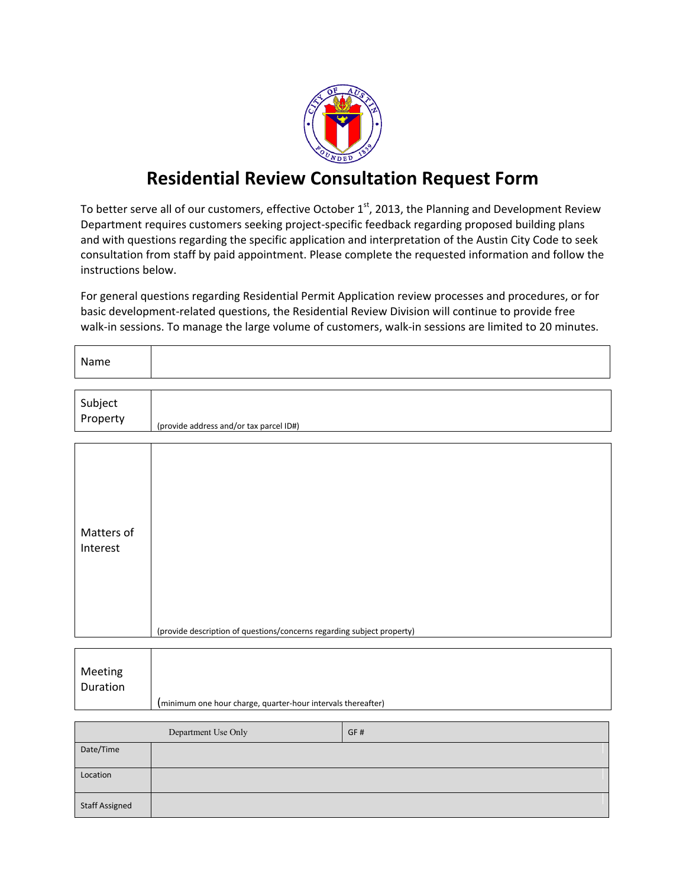# Residential Review Consultation Request Form

To better serve all of our customers, effective October 1st, 2013, the Planning and Development Review Department requires customers seeking project-specific feedback regarding proposed building plans and with questions regarding the specific application and interpretation of the Austin City Code to seek consultation from staff by paid appointment. Please complete the requested information and follow the instructions below.

For general questions regarding Residential Permit Application review processes and procedures, or for basic development-related questions, the Residential Review Division will continue to provide free walk-in sessions. To manage the large volume of customers, walk-in sessions are limited to 20 minutes.

| Name | |
|---|---|

| Subject Property | (provide address and/or tax parcel ID#) |
|---|---|

| Matters of Interest | (provide description of questions/concerns regarding subject property) |
|---|---|

| Meeting Duration | (minimum one hour charge, quarter-hour intervals thereafter) |
|---|---|

| Department Use Only | GF # |
|---|---|
| Date/Time | |
| Location | |
| Staff Assigned | |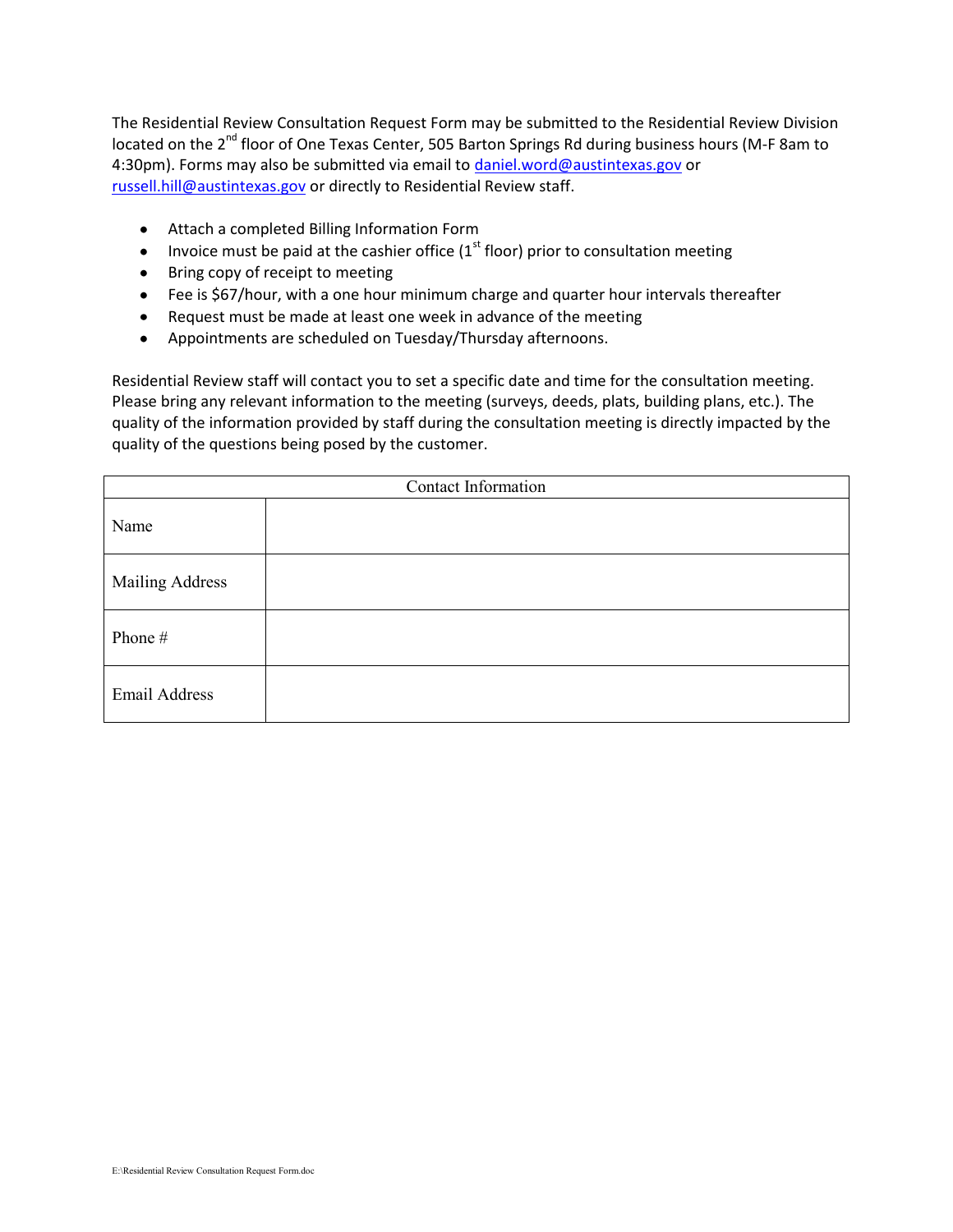The Residential Review Consultation Request Form may be submitted to the Residential Review Division located on the 2nd floor of One Texas Center, 505 Barton Springs Rd during business hours (M-F 8am to 4:30pm). Forms may also be submitted via email to daniel.word@austintexas.gov or russell.hill@austintexas.gov or directly to Residential Review staff.

- Attach a completed Billing Information Form
- Invoice must be paid at the cashier office (1st floor) prior to consultation meeting
- Bring copy of receipt to meeting
- Fee is $67/hour, with a one hour minimum charge and quarter hour intervals thereafter
- Request must be made at least one week in advance of the meeting
- Appointments are scheduled on Tuesday/Thursday afternoons.

Residential Review staff will contact you to set a specific date and time for the consultation meeting. Please bring any relevant information to the meeting (surveys, deeds, plats, building plans, etc.). The quality of the information provided by staff during the consultation meeting is directly impacted by the quality of the questions being posed by the customer.

| Contact Information | |
|---|---|
| Name | |
| Mailing Address | |
| Phone # | |
| Email Address | |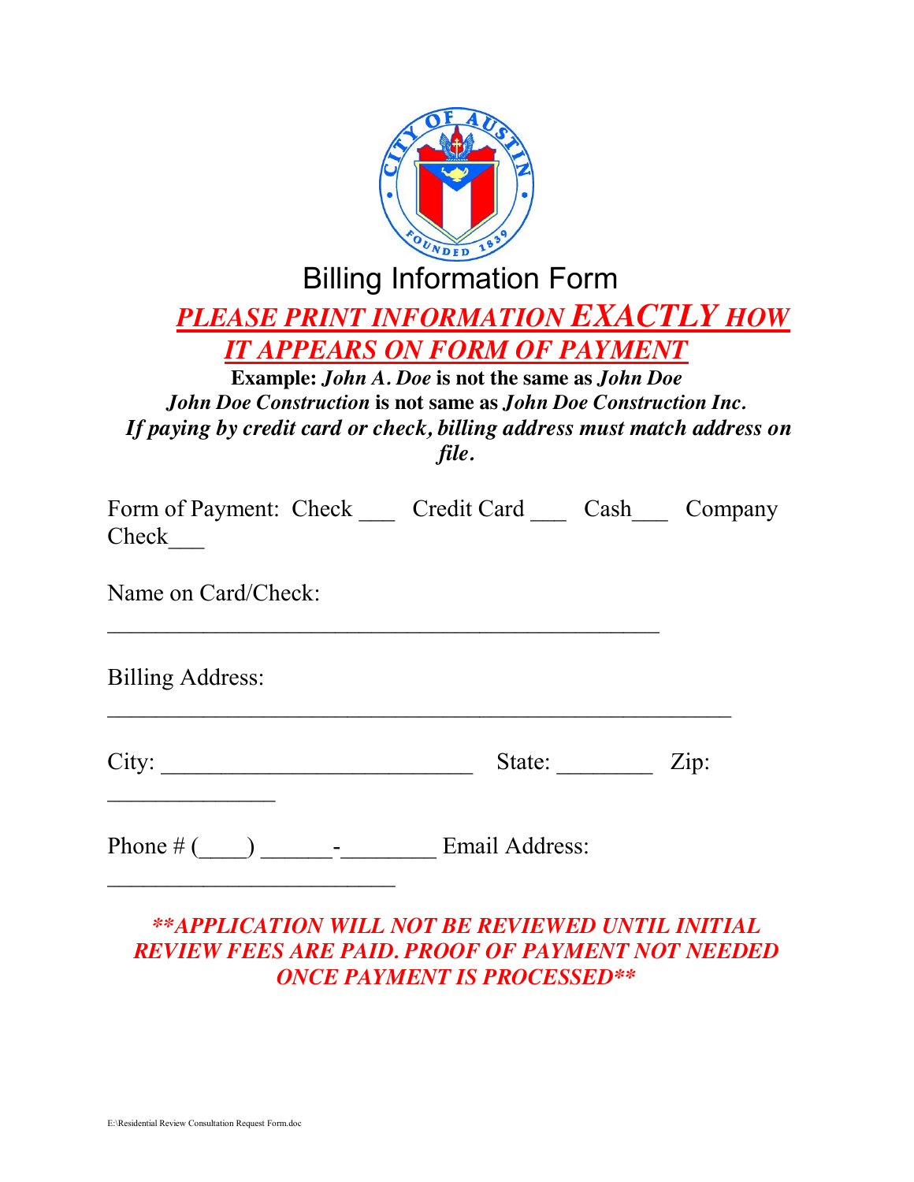# Billing Information Form

***PLEASE PRINT INFORMATION EXACTLY HOW IT APPEARS ON FORM OF PAYMENT***

**Example:** ***John A. Doe*** **is not the same as** ***John Doe***

***John Doe Construction*** **is not same as** ***John Doe Construction Inc.***

***If paying by credit card or check, billing address must match address on file.***

Form of Payment: Check ___ Credit Card ___ Cash___ Company Check___

Name on Card/Check: _______________________________________________

Billing Address: _____________________________________________________

City: ___________________________ State: ________ Zip: ______________

Phone # (____) ______-________ Email Address: _________________________

***\*\*APPLICATION WILL NOT BE REVIEWED UNTIL INITIAL REVIEW FEES ARE PAID. PROOF OF PAYMENT NOT NEEDED ONCE PAYMENT IS PROCESSED\*\****

E:\Residential Review Consultation Request Form.doc